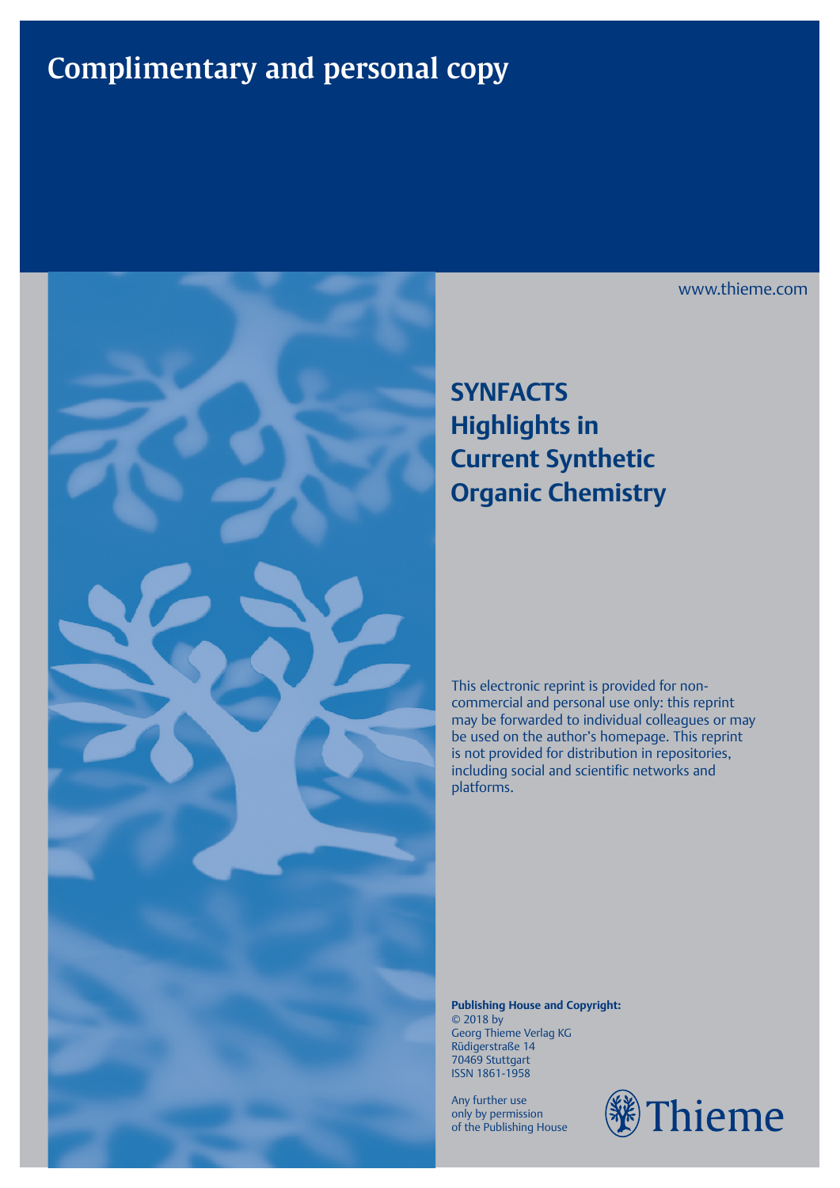# Complimentary and personal copy

www.thieme.com

## SYNFACTS Highlights in Current Synthetic Organic Chemistry

This electronic reprint is provided for non-commercial and personal use only: this reprint may be forwarded to individual colleagues or may be used on the author's homepage. This reprint is not provided for distribution in repositories, including social and scientific networks and platforms.

**Publishing House and Copyright:**
© 2018 by
Georg Thieme Verlag KG
Rüdigerstraße 14
70469 Stuttgart
ISSN 1861-1958

Any further use only by permission of the Publishing House

Thieme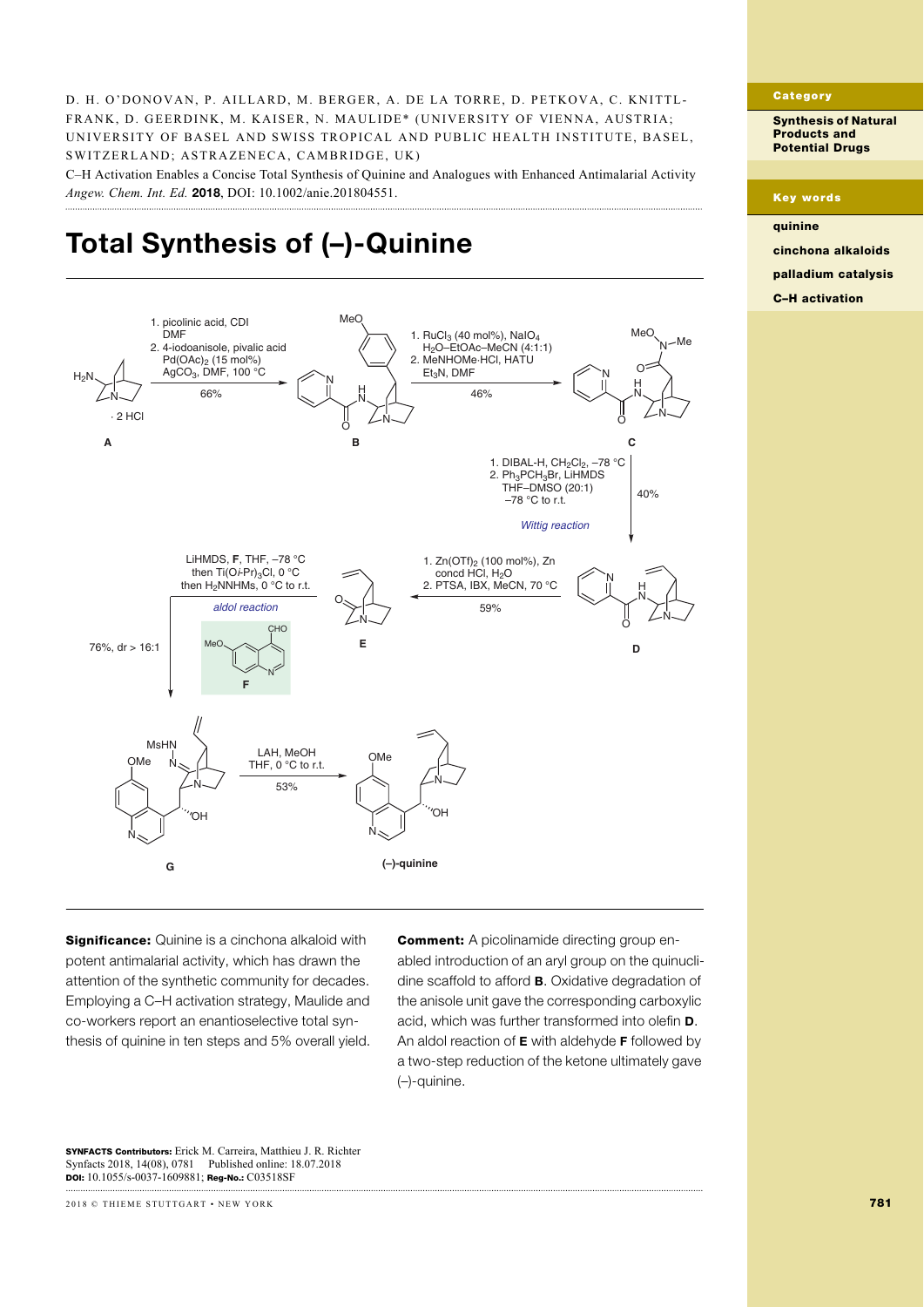D. H. O'DONOVAN, P. AILLARD, M. BERGER, A. DE LA TORRE, D. PETKOVA, C. KNITTL-FRANK, D. GEERDINK, M. KAISER, N. MAULIDE* (UNIVERSITY OF VIENNA, AUSTRIA; UNIVERSITY OF BASEL AND SWISS TROPICAL AND PUBLIC HEALTH INSTITUTE, BASEL, SWITZERLAND; ASTRAZENECA, CAMBRIDGE, UK)

C–H Activation Enables a Concise Total Synthesis of Quinine and Analogues with Enhanced Antimalarial Activity

*Angew. Chem. Int. Ed.* **2018**, DOI: 10.1002/anie.201804551.

# Total Synthesis of (–)-Quinine

A · 2 HCl

1. picolinic acid, CDI, DMF
2. 4-iodoanisole, pivalic acid, $Pd(OAc)_2$ (15 mol%), $AgCO_3$, DMF, 100 °C

66%

B

1. $RuCl_3$ (40 mol%), $NaIO_4$, $H_2O$–EtOAc–MeCN (4:1:1)
2. MeNHOMe·HCl, HATU, $Et_3N$, DMF

46%

C

1. DIBAL-H, $CH_2Cl_2$, –78 °C
2. $Ph_3PCH_3Br$, LiHMDS, THF–DMSO (20:1), –78 °C to r.t.

*Wittig reaction*

40%

D

1. $Zn(OTf)_2$ (100 mol%), Zn, concd HCl, $H_2O$
2. PTSA, IBX, MeCN, 70 °C

59%

E

LiHMDS, **F**, THF, –78 °C then $Ti(Oi\text{-}Pr)_3Cl$, 0 °C then $H_2NNHMs$, 0 °C to r.t.

*aldol reaction*

F

76%, dr > 16:1

G

LAH, MeOH, THF, 0 °C to r.t.

53%

(–)-quinine

**Significance:** Quinine is a cinchona alkaloid with potent antimalarial activity, which has drawn the attention of the synthetic community for decades. Employing a C–H activation strategy, Maulide and co-workers report an enantioselective total synthesis of quinine in ten steps and 5% overall yield.

**Comment:** A picolinamide directing group enabled introduction of an aryl group on the quinuclidine scaffold to afford **B**. Oxidative degradation of the anisole unit gave the corresponding carboxylic acid, which was further transformed into olefin **D**. An aldol reaction of **E** with aldehyde **F** followed by a two-step reduction of the ketone ultimately gave (–)-quinine.

**Category**

**Synthesis of Natural Products and Potential Drugs**

**Key words**

**quinine**

**cinchona alkaloids**

**palladium catalysis**

**C–H activation**

**SYNFACTS Contributors:** Erick M. Carreira, Matthieu J. R. Richter

Synfacts 2018, 14(08), 0781 Published online: 18.07.2018

**DOI:** 10.1055/s-0037-1609881; **Reg-No.:** C03518SF